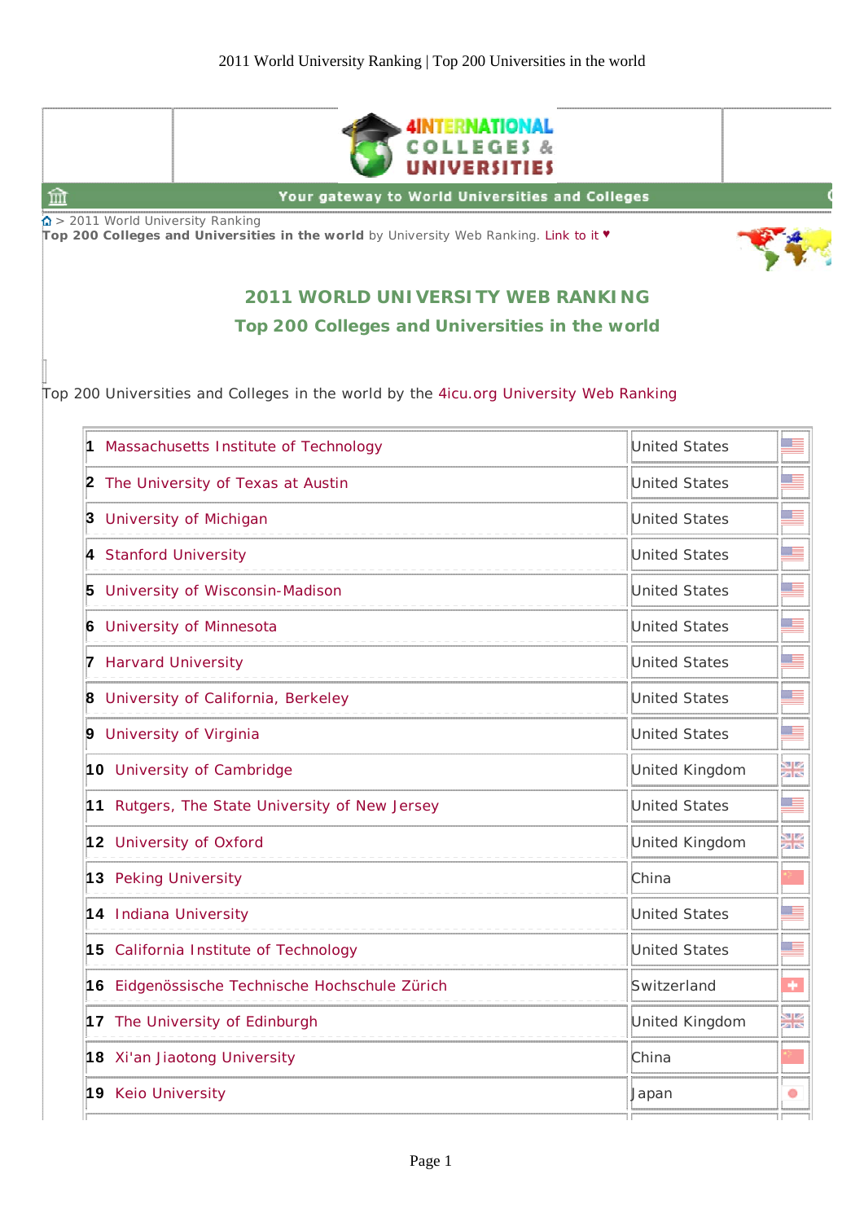4INTERNATIONAL COLLEGES & UNIVERSITIES

Your gateway to World Universities and Colleges

> 2011 World University Ranking

**Top 200 Colleges and Universities in the world** by University Web Ranking. Link to it ♥

## 2011 WORLD UNIVERSITY WEB RANKING

### Top 200 Colleges and Universities in the world

Top 200 Universities and Colleges in the world by the 4icu.org University Web Ranking

| Rank | University | Country |
|---|---|---|
| 1 | Massachusetts Institute of Technology | United States |
| 2 | The University of Texas at Austin | United States |
| 3 | University of Michigan | United States |
| 4 | Stanford University | United States |
| 5 | University of Wisconsin-Madison | United States |
| 6 | University of Minnesota | United States |
| 7 | Harvard University | United States |
| 8 | University of California, Berkeley | United States |
| 9 | University of Virginia | United States |
| 10 | University of Cambridge | United Kingdom |
| 11 | Rutgers, The State University of New Jersey | United States |
| 12 | University of Oxford | United Kingdom |
| 13 | Peking University | China |
| 14 | Indiana University | United States |
| 15 | California Institute of Technology | United States |
| 16 | Eidgenössische Technische Hochschule Zürich | Switzerland |
| 17 | The University of Edinburgh | United Kingdom |
| 18 | Xi'an Jiaotong University | China |
| 19 | Keio University | Japan |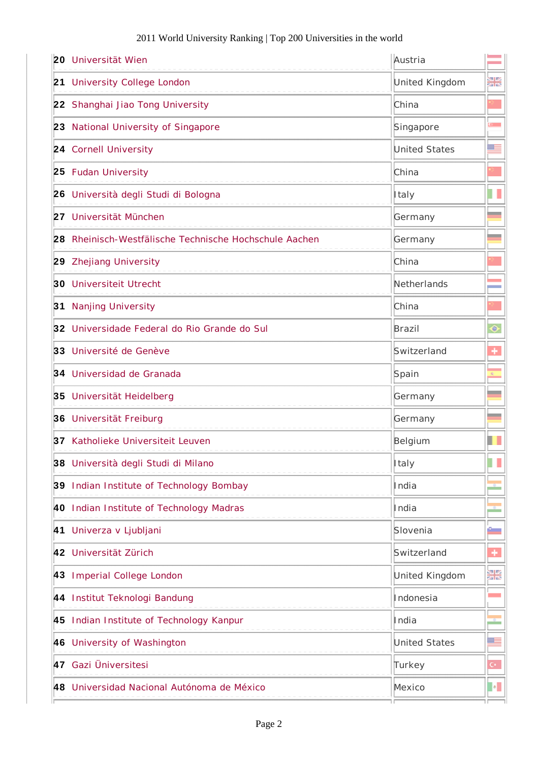| | | | |
|---|---|---|---|
| 20 | Universität Wien | Austria | |
| 21 | University College London | United Kingdom | |
| 22 | Shanghai Jiao Tong University | China | |
| 23 | National University of Singapore | Singapore | |
| 24 | Cornell University | United States | |
| 25 | Fudan University | China | |
| 26 | Università degli Studi di Bologna | Italy | |
| 27 | Universität München | Germany | |
| 28 | Rheinisch-Westfälische Technische Hochschule Aachen | Germany | |
| 29 | Zhejiang University | China | |
| 30 | Universiteit Utrecht | Netherlands | |
| 31 | Nanjing University | China | |
| 32 | Universidade Federal do Rio Grande do Sul | Brazil | |
| 33 | Université de Genève | Switzerland | |
| 34 | Universidad de Granada | Spain | |
| 35 | Universität Heidelberg | Germany | |
| 36 | Universität Freiburg | Germany | |
| 37 | Katholieke Universiteit Leuven | Belgium | |
| 38 | Università degli Studi di Milano | Italy | |
| 39 | Indian Institute of Technology Bombay | India | |
| 40 | Indian Institute of Technology Madras | India | |
| 41 | Univerza v Ljubljani | Slovenia | |
| 42 | Universität Zürich | Switzerland | |
| 43 | Imperial College London | United Kingdom | |
| 44 | Institut Teknologi Bandung | Indonesia | |
| 45 | Indian Institute of Technology Kanpur | India | |
| 46 | University of Washington | United States | |
| 47 | Gazi Üniversitesi | Turkey | |
| 48 | Universidad Nacional Autónoma de México | Mexico | |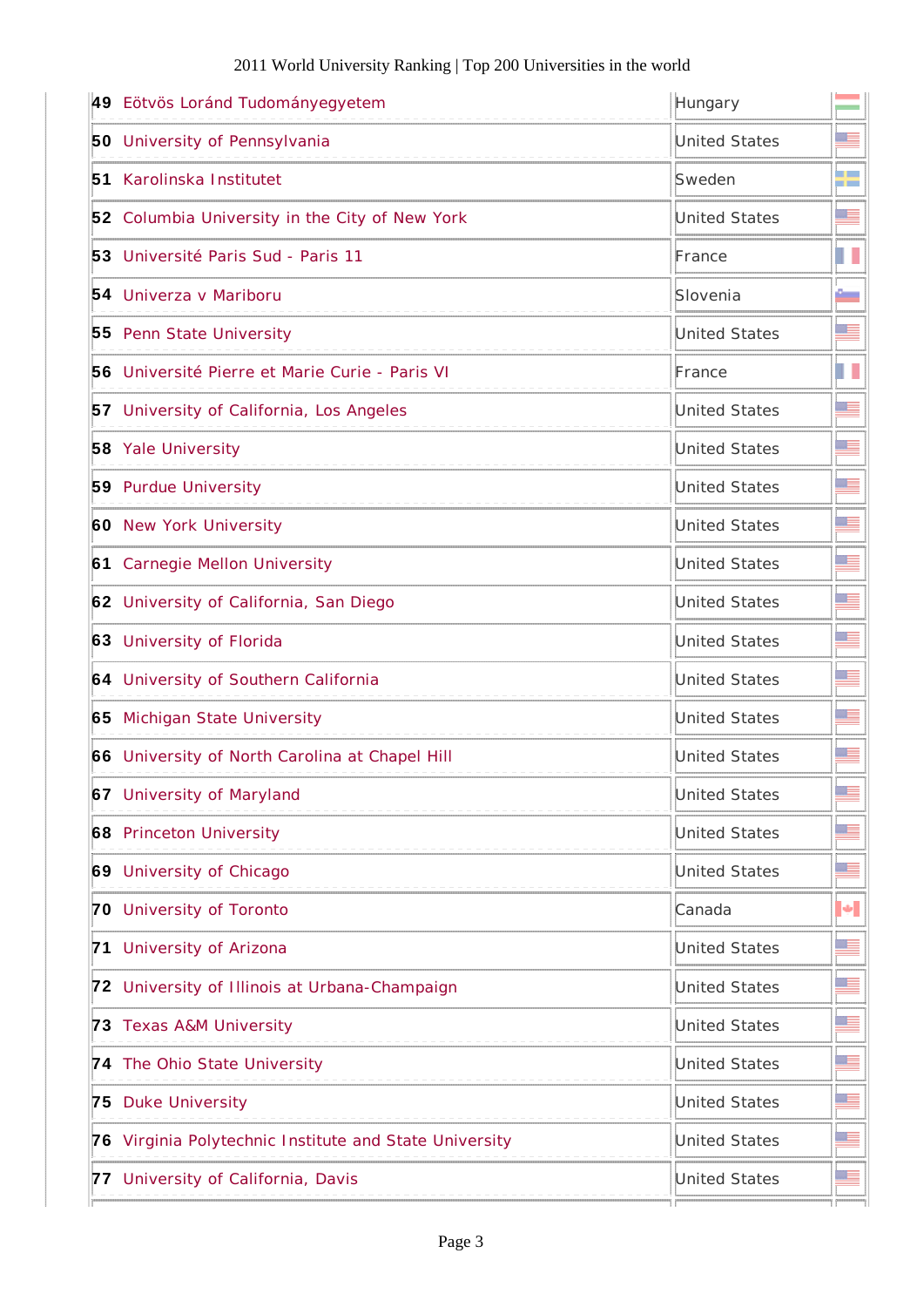| Rank | University | Country |
|---|---|---|
| 49 | Eötvös Loránd Tudományegyetem | Hungary |
| 50 | University of Pennsylvania | United States |
| 51 | Karolinska Institutet | Sweden |
| 52 | Columbia University in the City of New York | United States |
| 53 | Université Paris Sud - Paris 11 | France |
| 54 | Univerza v Mariboru | Slovenia |
| 55 | Penn State University | United States |
| 56 | Université Pierre et Marie Curie - Paris VI | France |
| 57 | University of California, Los Angeles | United States |
| 58 | Yale University | United States |
| 59 | Purdue University | United States |
| 60 | New York University | United States |
| 61 | Carnegie Mellon University | United States |
| 62 | University of California, San Diego | United States |
| 63 | University of Florida | United States |
| 64 | University of Southern California | United States |
| 65 | Michigan State University | United States |
| 66 | University of North Carolina at Chapel Hill | United States |
| 67 | University of Maryland | United States |
| 68 | Princeton University | United States |
| 69 | University of Chicago | United States |
| 70 | University of Toronto | Canada |
| 71 | University of Arizona | United States |
| 72 | University of Illinois at Urbana-Champaign | United States |
| 73 | Texas A&M University | United States |
| 74 | The Ohio State University | United States |
| 75 | Duke University | United States |
| 76 | Virginia Polytechnic Institute and State University | United States |
| 77 | University of California, Davis | United States |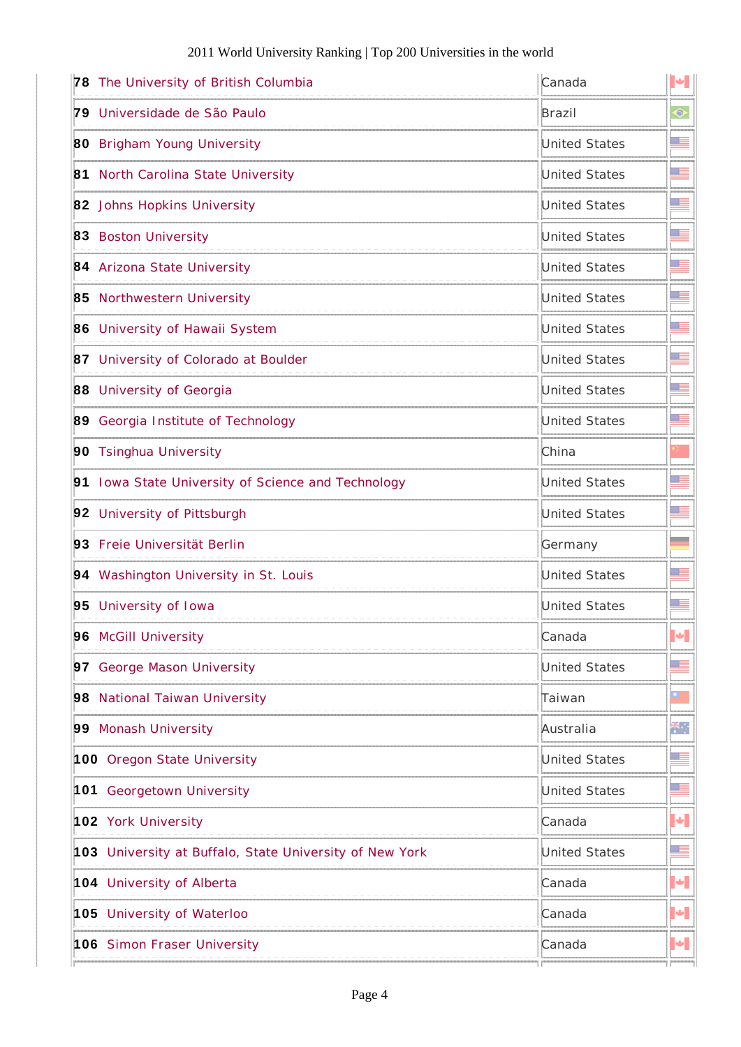| | | |
|---|---|---|
| **78** The University of British Columbia | Canada | |
| **79** Universidade de São Paulo | Brazil | |
| **80** Brigham Young University | United States | |
| **81** North Carolina State University | United States | |
| **82** Johns Hopkins University | United States | |
| **83** Boston University | United States | |
| **84** Arizona State University | United States | |
| **85** Northwestern University | United States | |
| **86** University of Hawaii System | United States | |
| **87** University of Colorado at Boulder | United States | |
| **88** University of Georgia | United States | |
| **89** Georgia Institute of Technology | United States | |
| **90** Tsinghua University | China | |
| **91** Iowa State University of Science and Technology | United States | |
| **92** University of Pittsburgh | United States | |
| **93** Freie Universität Berlin | Germany | |
| **94** Washington University in St. Louis | United States | |
| **95** University of Iowa | United States | |
| **96** McGill University | Canada | |
| **97** George Mason University | United States | |
| **98** National Taiwan University | Taiwan | |
| **99** Monash University | Australia | |
| **100** Oregon State University | United States | |
| **101** Georgetown University | United States | |
| **102** York University | Canada | |
| **103** University at Buffalo, State University of New York | United States | |
| **104** University of Alberta | Canada | |
| **105** University of Waterloo | Canada | |
| **106** Simon Fraser University | Canada | |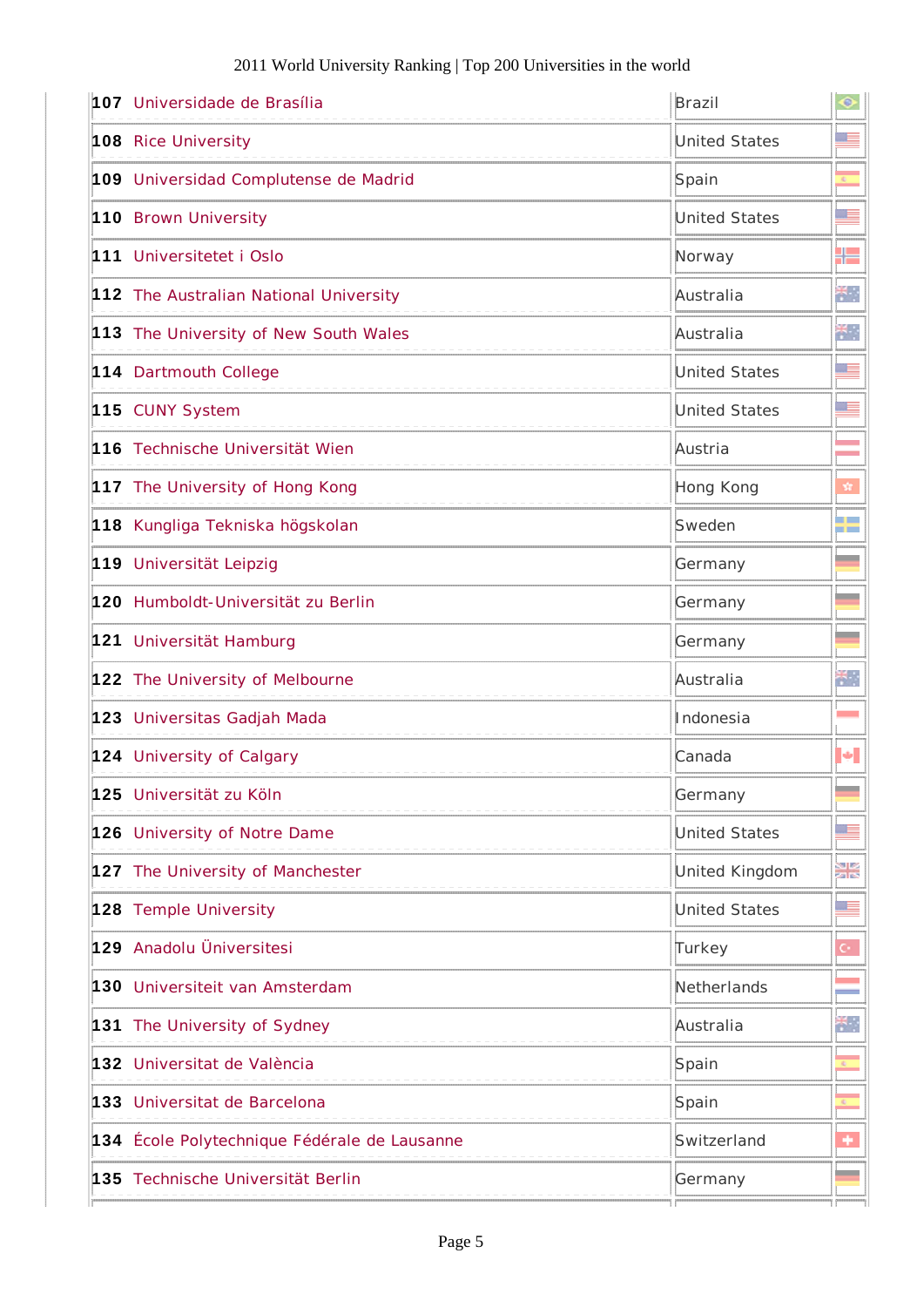| Rank | University | Country |
|---|---|---|
| **107** | Universidade de Brasília | Brazil |
| **108** | Rice University | United States |
| **109** | Universidad Complutense de Madrid | Spain |
| **110** | Brown University | United States |
| **111** | Universitetet i Oslo | Norway |
| **112** | The Australian National University | Australia |
| **113** | The University of New South Wales | Australia |
| **114** | Dartmouth College | United States |
| **115** | CUNY System | United States |
| **116** | Technische Universität Wien | Austria |
| **117** | The University of Hong Kong | Hong Kong |
| **118** | Kungliga Tekniska högskolan | Sweden |
| **119** | Universität Leipzig | Germany |
| **120** | Humboldt-Universität zu Berlin | Germany |
| **121** | Universität Hamburg | Germany |
| **122** | The University of Melbourne | Australia |
| **123** | Universitas Gadjah Mada | Indonesia |
| **124** | University of Calgary | Canada |
| **125** | Universität zu Köln | Germany |
| **126** | University of Notre Dame | United States |
| **127** | The University of Manchester | United Kingdom |
| **128** | Temple University | United States |
| **129** | Anadolu Üniversitesi | Turkey |
| **130** | Universiteit van Amsterdam | Netherlands |
| **131** | The University of Sydney | Australia |
| **132** | Universitat de València | Spain |
| **133** | Universitat de Barcelona | Spain |
| **134** | École Polytechnique Fédérale de Lausanne | Switzerland |
| **135** | Technische Universität Berlin | Germany |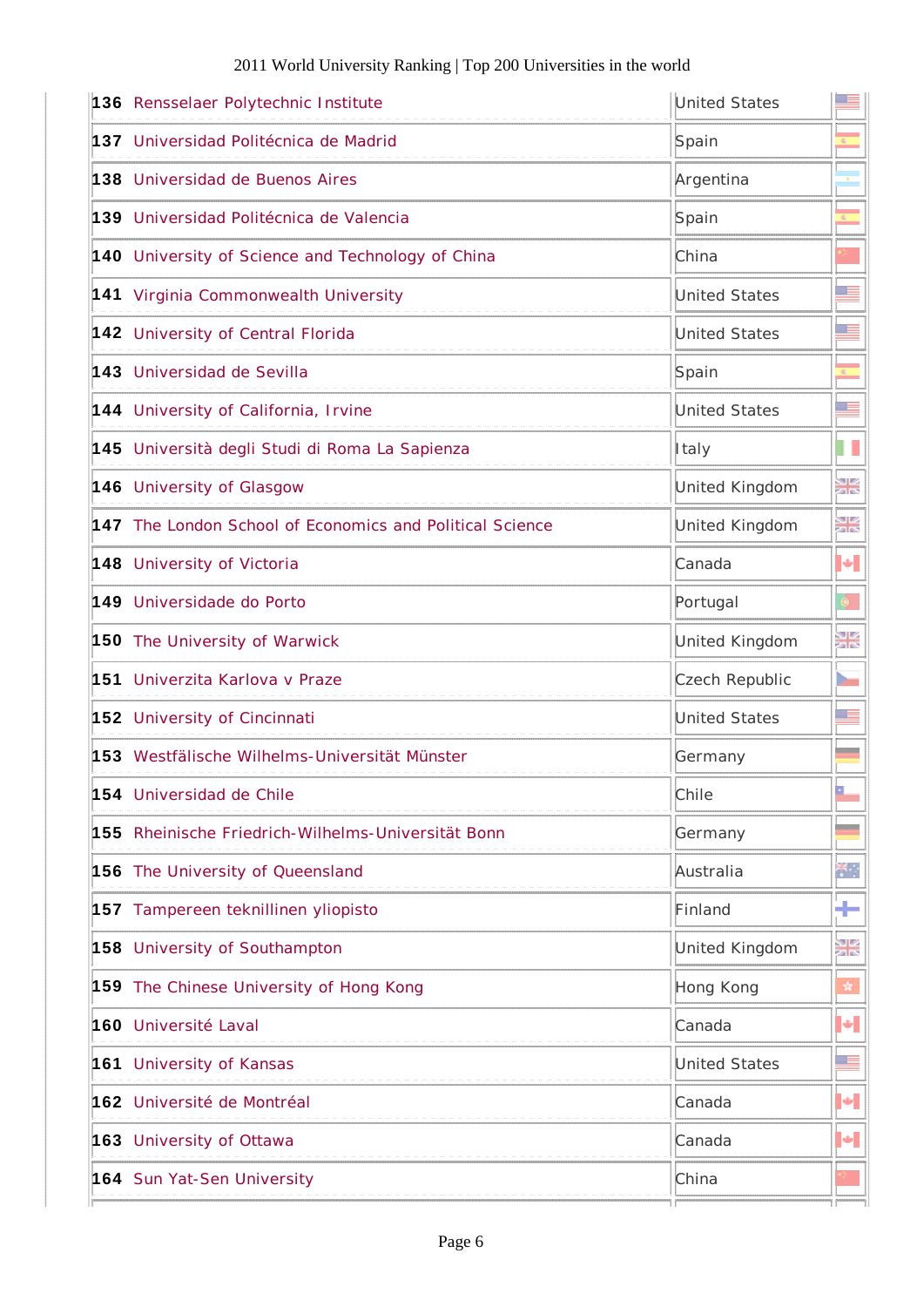| Rank | University | Country |
|---|---|---|
| **136** | Rensselaer Polytechnic Institute | United States |
| **137** | Universidad Politécnica de Madrid | Spain |
| **138** | Universidad de Buenos Aires | Argentina |
| **139** | Universidad Politécnica de Valencia | Spain |
| **140** | University of Science and Technology of China | China |
| **141** | Virginia Commonwealth University | United States |
| **142** | University of Central Florida | United States |
| **143** | Universidad de Sevilla | Spain |
| **144** | University of California, Irvine | United States |
| **145** | Università degli Studi di Roma La Sapienza | Italy |
| **146** | University of Glasgow | United Kingdom |
| **147** | The London School of Economics and Political Science | United Kingdom |
| **148** | University of Victoria | Canada |
| **149** | Universidade do Porto | Portugal |
| **150** | The University of Warwick | United Kingdom |
| **151** | Univerzita Karlova v Praze | Czech Republic |
| **152** | University of Cincinnati | United States |
| **153** | Westfälische Wilhelms-Universität Münster | Germany |
| **154** | Universidad de Chile | Chile |
| **155** | Rheinische Friedrich-Wilhelms-Universität Bonn | Germany |
| **156** | The University of Queensland | Australia |
| **157** | Tampereen teknillinen yliopisto | Finland |
| **158** | University of Southampton | United Kingdom |
| **159** | The Chinese University of Hong Kong | Hong Kong |
| **160** | Université Laval | Canada |
| **161** | University of Kansas | United States |
| **162** | Université de Montréal | Canada |
| **163** | University of Ottawa | Canada |
| **164** | Sun Yat-Sen University | China |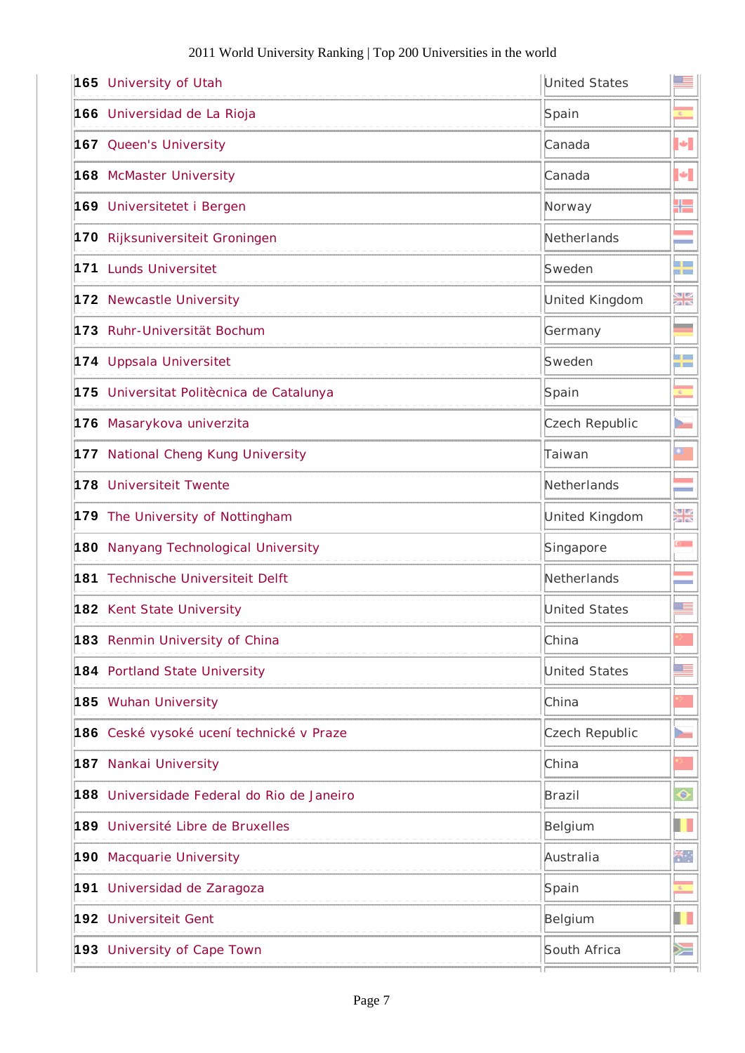| | | | |
|---|---|---|---|
| 165 | University of Utah | United States | |
| 166 | Universidad de La Rioja | Spain | |
| 167 | Queen's University | Canada | |
| 168 | McMaster University | Canada | |
| 169 | Universitetet i Bergen | Norway | |
| 170 | Rijksuniversiteit Groningen | Netherlands | |
| 171 | Lunds Universitet | Sweden | |
| 172 | Newcastle University | United Kingdom | |
| 173 | Ruhr-Universität Bochum | Germany | |
| 174 | Uppsala Universitet | Sweden | |
| 175 | Universitat Politècnica de Catalunya | Spain | |
| 176 | Masarykova univerzita | Czech Republic | |
| 177 | National Cheng Kung University | Taiwan | |
| 178 | Universiteit Twente | Netherlands | |
| 179 | The University of Nottingham | United Kingdom | |
| 180 | Nanyang Technological University | Singapore | |
| 181 | Technische Universiteit Delft | Netherlands | |
| 182 | Kent State University | United States | |
| 183 | Renmin University of China | China | |
| 184 | Portland State University | United States | |
| 185 | Wuhan University | China | |
| 186 | Ceské vysoké ucení technické v Praze | Czech Republic | |
| 187 | Nankai University | China | |
| 188 | Universidade Federal do Rio de Janeiro | Brazil | |
| 189 | Université Libre de Bruxelles | Belgium | |
| 190 | Macquarie University | Australia | |
| 191 | Universidad de Zaragoza | Spain | |
| 192 | Universiteit Gent | Belgium | |
| 193 | University of Cape Town | South Africa | |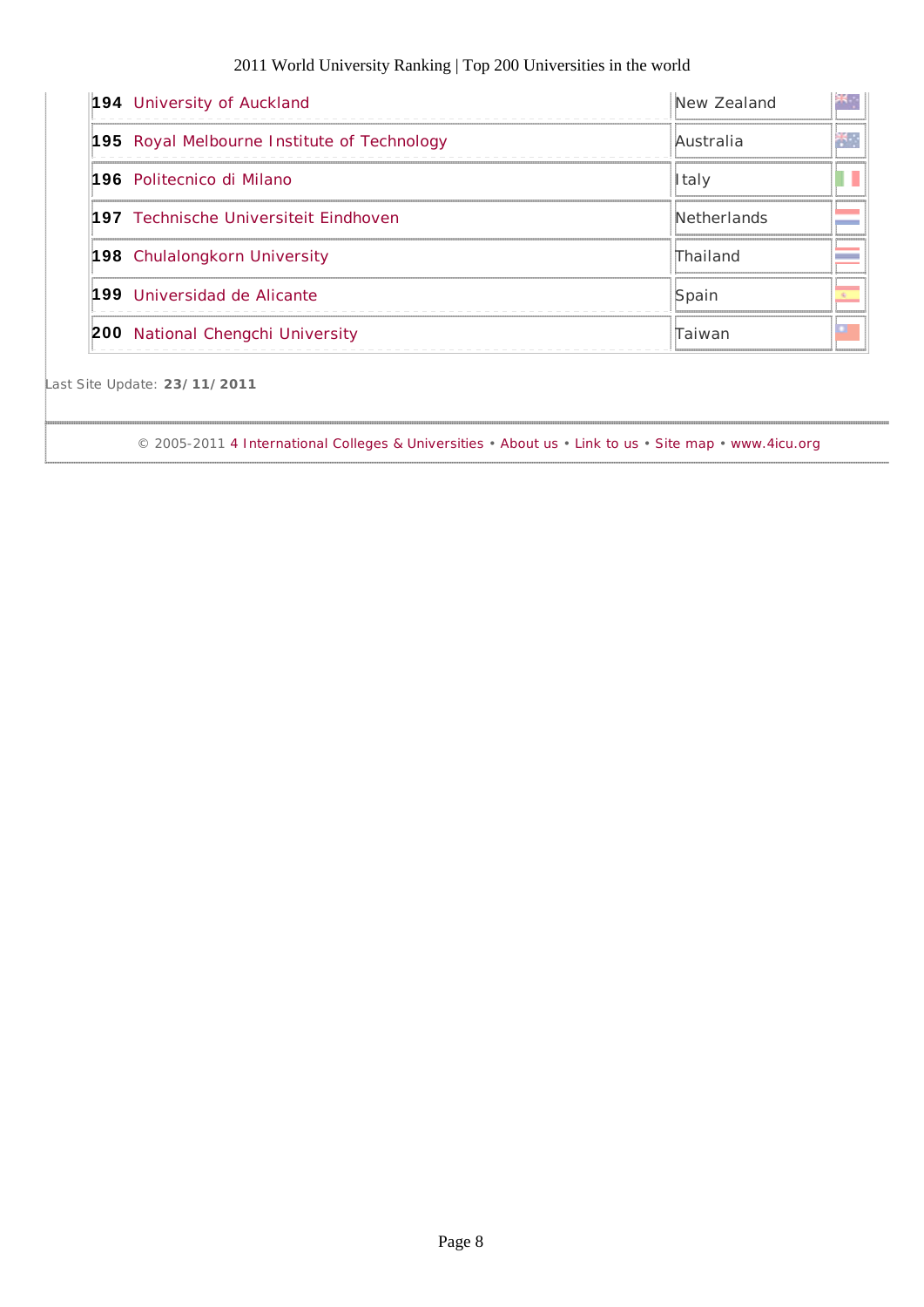| | | | |
|---|---|---|---|
| **194** | University of Auckland | New Zealand | |
| **195** | Royal Melbourne Institute of Technology | Australia | |
| **196** | Politecnico di Milano | Italy | |
| **197** | Technische Universiteit Eindhoven | Netherlands | |
| **198** | Chulalongkorn University | Thailand | |
| **199** | Universidad de Alicante | Spain | |
| **200** | National Chengchi University | Taiwan | |

Last Site Update: **23/11/2011**

© 2005-2011 4 International Colleges & Universities • About us • Link to us • Site map • www.4icu.org